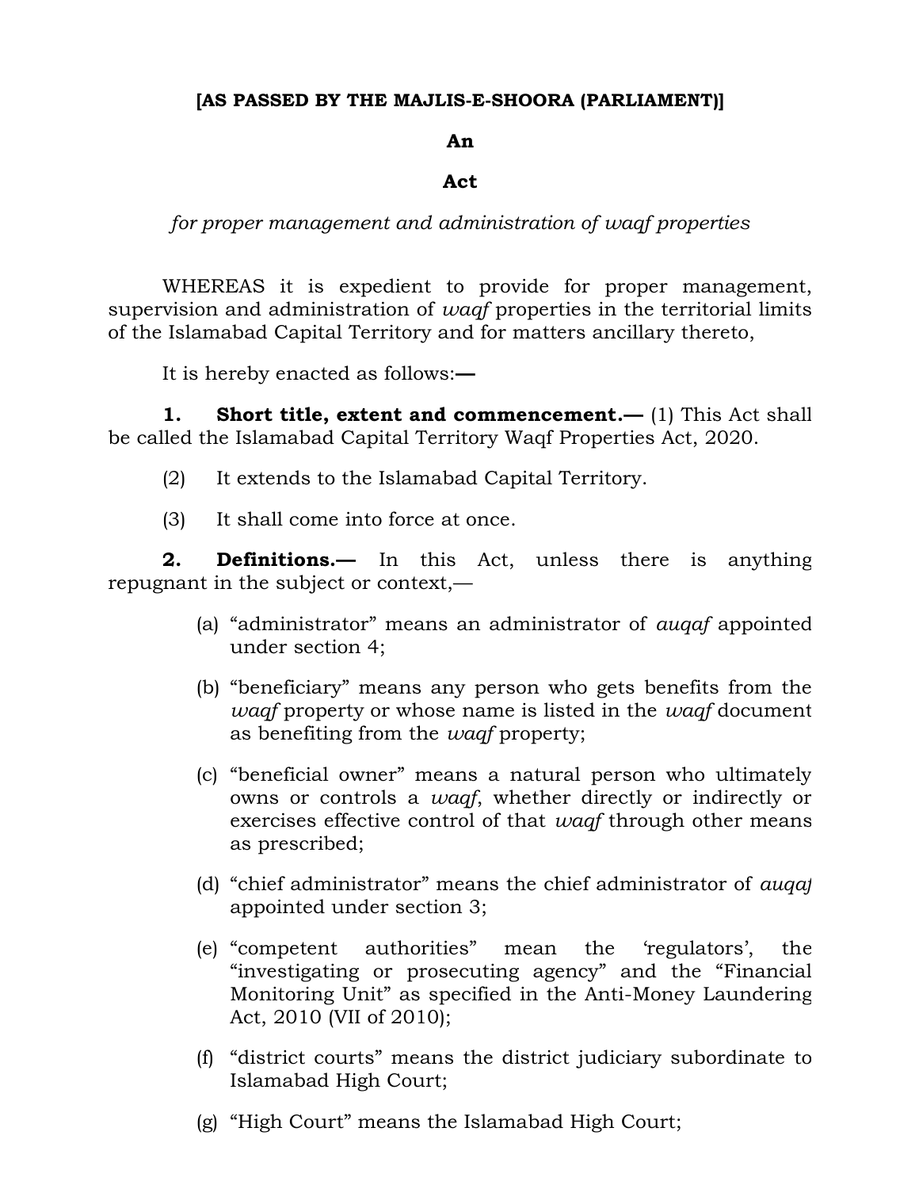**[AS PASSED BY THE MAJLIS-E-SHOORA (PARLIAMENT)]**

# An

# Act

*for proper management and administration of waqf properties*

WHEREAS it is expedient to provide for proper management, supervision and administration of *waqf* properties in the territorial limits of the Islamabad Capital Territory and for matters ancillary thereto,

It is hereby enacted as follows:**—**

**1. Short title, extent and commencement.—** (1) This Act shall be called the Islamabad Capital Territory Waqf Properties Act, 2020.

(2) It extends to the Islamabad Capital Territory.

(3) It shall come into force at once.

**2. Definitions.—** In this Act, unless there is anything repugnant in the subject or context,—

(a) "administrator" means an administrator of *auqaf* appointed under section 4;

(b) "beneficiary" means any person who gets benefits from the *waqf* property or whose name is listed in the *waqf* document as benefiting from the *waqf* property;

(c) "beneficial owner" means a natural person who ultimately owns or controls a *waqf*, whether directly or indirectly or exercises effective control of that *waqf* through other means as prescribed;

(d) "chief administrator" means the chief administrator of *auqaf* appointed under section 3;

(e) "competent authorities" mean the 'regulators', the "investigating or prosecuting agency" and the "Financial Monitoring Unit" as specified in the Anti-Money Laundering Act, 2010 (VII of 2010);

(f) "district courts" means the district judiciary subordinate to Islamabad High Court;

(g) "High Court" means the Islamabad High Court;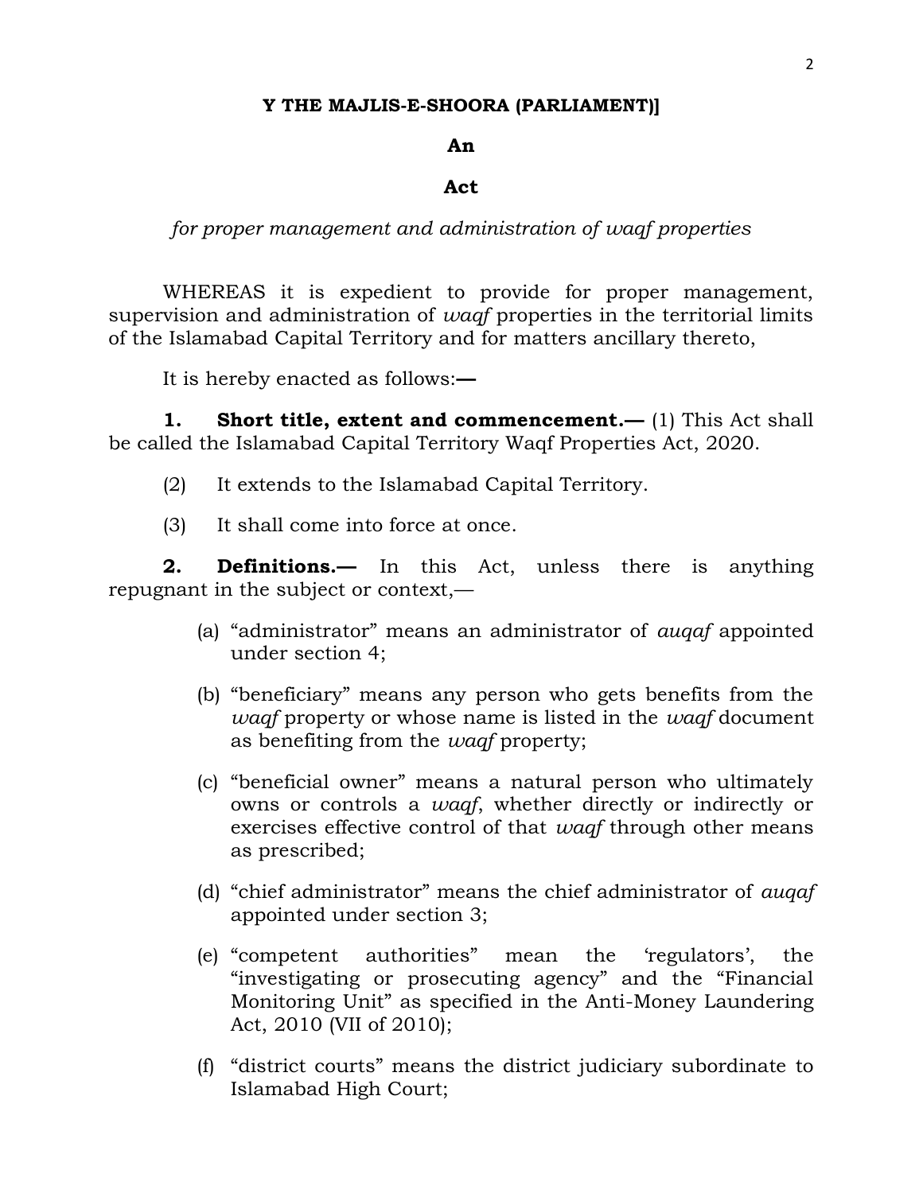**Y THE MAJLIS-E-SHOORA (PARLIAMENT)]**

**An**

**Act**

*for proper management and administration of waqf properties*

WHEREAS it is expedient to provide for proper management, supervision and administration of *waqf* properties in the territorial limits of the Islamabad Capital Territory and for matters ancillary thereto,

It is hereby enacted as follows:**—**

**1. Short title, extent and commencement.—** (1) This Act shall be called the Islamabad Capital Territory Waqf Properties Act, 2020.

(2) It extends to the Islamabad Capital Territory.

(3) It shall come into force at once.

**2. Definitions.—** In this Act, unless there is anything repugnant in the subject or context,—

(a) "administrator" means an administrator of *auqaf* appointed under section 4;

(b) "beneficiary" means any person who gets benefits from the *waqf* property or whose name is listed in the *waqf* document as benefiting from the *waqf* property;

(c) "beneficial owner" means a natural person who ultimately owns or controls a *waqf*, whether directly or indirectly or exercises effective control of that *waqf* through other means as prescribed;

(d) "chief administrator" means the chief administrator of *auqaf* appointed under section 3;

(e) "competent authorities" mean the 'regulators', the "investigating or prosecuting agency" and the "Financial Monitoring Unit" as specified in the Anti-Money Laundering Act, 2010 (VII of 2010);

(f) "district courts" means the district judiciary subordinate to Islamabad High Court;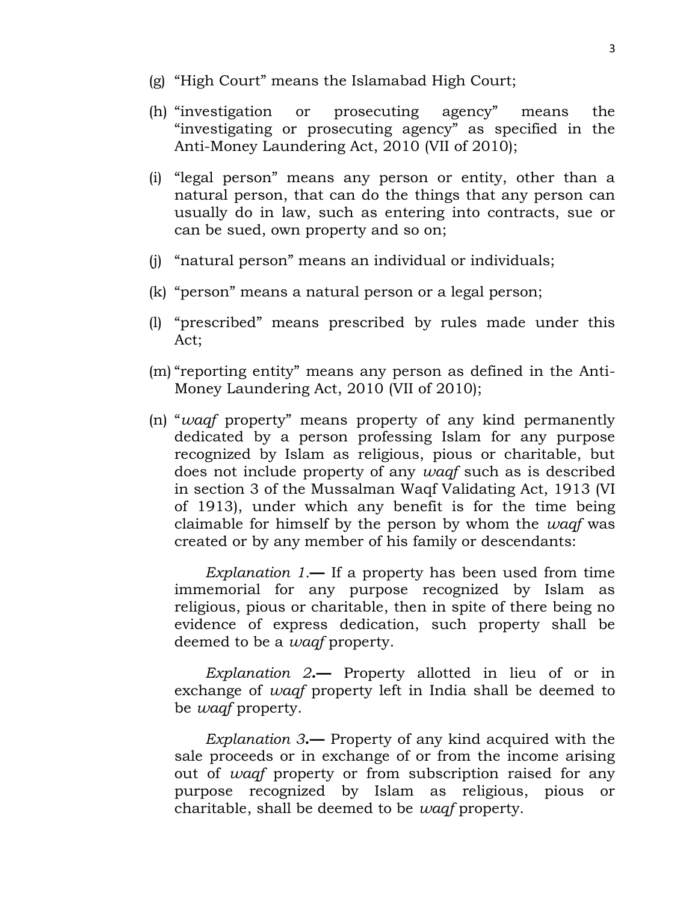(g) "High Court" means the Islamabad High Court;

(h) "investigation or prosecuting agency" means the "investigating or prosecuting agency" as specified in the Anti-Money Laundering Act, 2010 (VII of 2010);

(i) "legal person" means any person or entity, other than a natural person, that can do the things that any person can usually do in law, such as entering into contracts, sue or can be sued, own property and so on;

(j) "natural person" means an individual or individuals;

(k) "person" means a natural person or a legal person;

(l) "prescribed" means prescribed by rules made under this Act;

(m) "reporting entity" means any person as defined in the Anti-Money Laundering Act, 2010 (VII of 2010);

(n) "*waqf* property" means property of any kind permanently dedicated by a person professing Islam for any purpose recognized by Islam as religious, pious or charitable, but does not include property of any *waqf* such as is described in section 3 of the Mussalman Waqf Validating Act, 1913 (VI of 1913), under which any benefit is for the time being claimable for himself by the person by whom the *waqf* was created or by any member of his family or descendants:

*Explanation 1.*— If a property has been used from time immemorial for any purpose recognized by Islam as religious, pious or charitable, then in spite of there being no evidence of express dedication, such property shall be deemed to be a *waqf* property.

*Explanation 2*.— Property allotted in lieu of or in exchange of *waqf* property left in India shall be deemed to be *waqf* property.

*Explanation 3*.— Property of any kind acquired with the sale proceeds or in exchange of or from the income arising out of *waqf* property or from subscription raised for any purpose recognized by Islam as religious, pious or charitable, shall be deemed to be *waqf* property.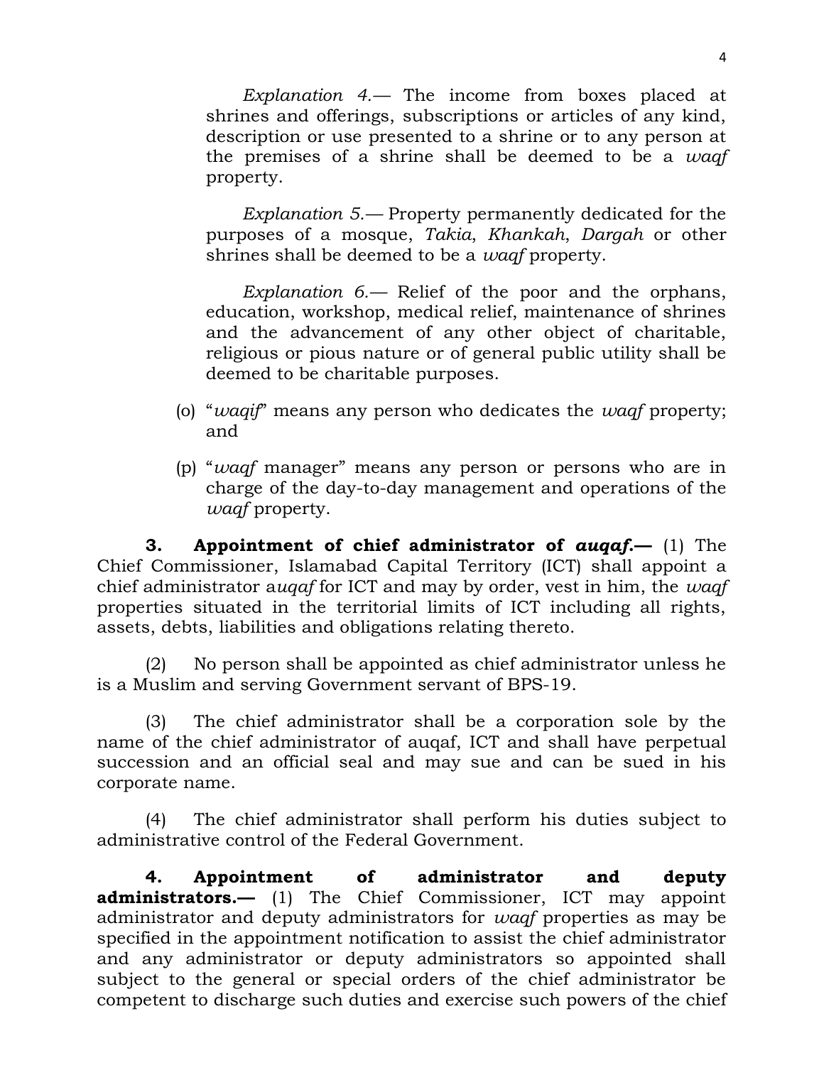*Explanation 4.*— The income from boxes placed at shrines and offerings, subscriptions or articles of any kind, description or use presented to a shrine or to any person at the premises of a shrine shall be deemed to be a *waqf* property.

*Explanation 5.*— Property permanently dedicated for the purposes of a mosque, *Takia*, *Khankah*, *Dargah* or other shrines shall be deemed to be a *waqf* property.

*Explanation 6.*— Relief of the poor and the orphans, education, workshop, medical relief, maintenance of shrines and the advancement of any other object of charitable, religious or pious nature or of general public utility shall be deemed to be charitable purposes.

(o) "*waqif*" means any person who dedicates the *waqf* property; and

(p) "*waqf* manager" means any person or persons who are in charge of the day-to-day management and operations of the *waqf* property.

**3. Appointment of chief administrator of *auqaf*.—** (1) The Chief Commissioner, Islamabad Capital Territory (ICT) shall appoint a chief administrator a*uqaf* for ICT and may by order, vest in him, the *waqf* properties situated in the territorial limits of ICT including all rights, assets, debts, liabilities and obligations relating thereto.

(2) No person shall be appointed as chief administrator unless he is a Muslim and serving Government servant of BPS-19.

(3) The chief administrator shall be a corporation sole by the name of the chief administrator of auqaf, ICT and shall have perpetual succession and an official seal and may sue and can be sued in his corporate name.

(4) The chief administrator shall perform his duties subject to administrative control of the Federal Government.

**4. Appointment of administrator and deputy administrators.—** (1) The Chief Commissioner, ICT may appoint administrator and deputy administrators for *waqf* properties as may be specified in the appointment notification to assist the chief administrator and any administrator or deputy administrators so appointed shall subject to the general or special orders of the chief administrator be competent to discharge such duties and exercise such powers of the chief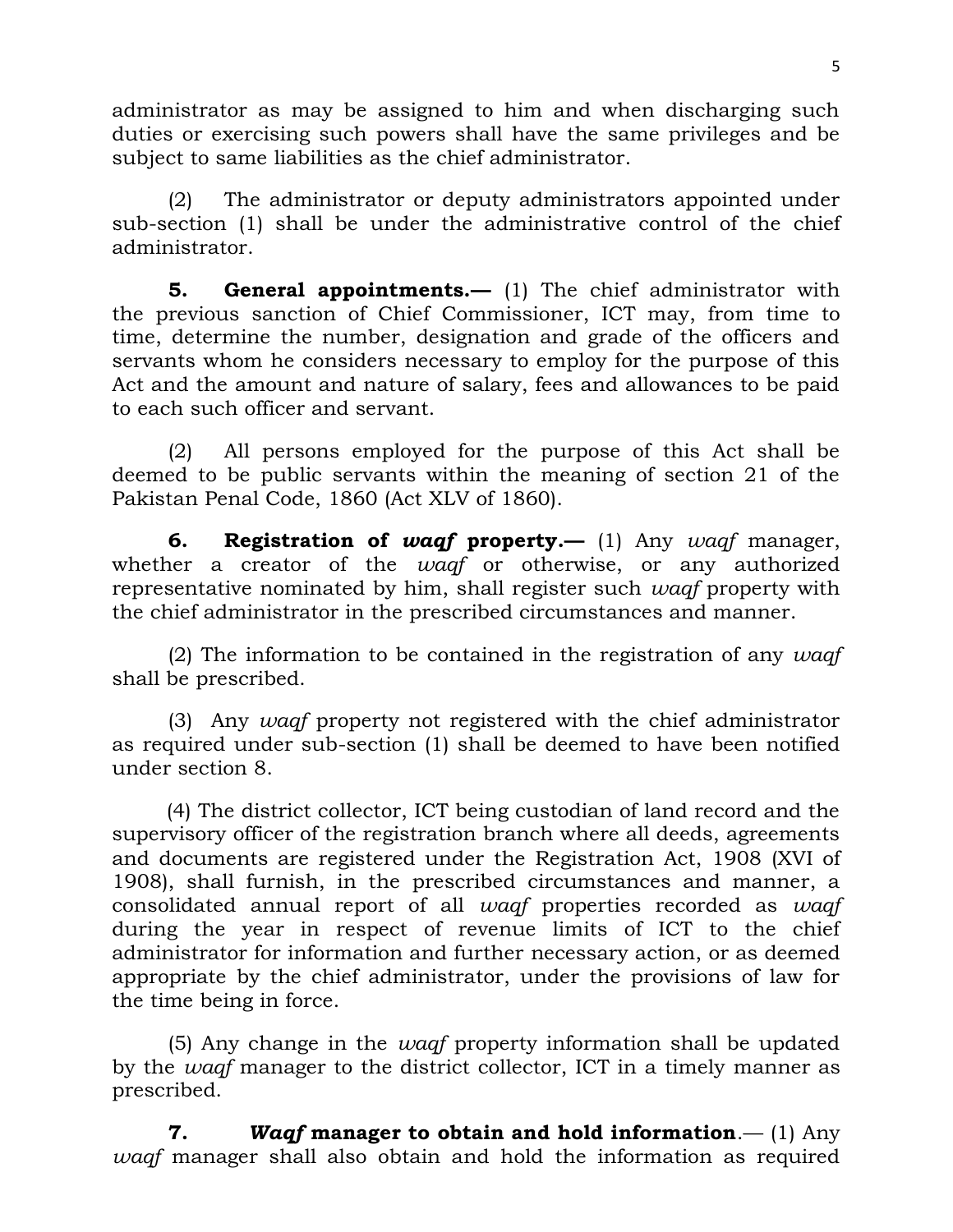administrator as may be assigned to him and when discharging such duties or exercising such powers shall have the same privileges and be subject to same liabilities as the chief administrator.

(2) The administrator or deputy administrators appointed under sub-section (1) shall be under the administrative control of the chief administrator.

**5. General appointments.—** (1) The chief administrator with the previous sanction of Chief Commissioner, ICT may, from time to time, determine the number, designation and grade of the officers and servants whom he considers necessary to employ for the purpose of this Act and the amount and nature of salary, fees and allowances to be paid to each such officer and servant.

(2) All persons employed for the purpose of this Act shall be deemed to be public servants within the meaning of section 21 of the Pakistan Penal Code, 1860 (Act XLV of 1860).

**6. Registration of *waqf* property.—** (1) Any *waqf* manager, whether a creator of the *waqf* or otherwise, or any authorized representative nominated by him, shall register such *waqf* property with the chief administrator in the prescribed circumstances and manner.

(2) The information to be contained in the registration of any *waqf* shall be prescribed.

(3) Any *waqf* property not registered with the chief administrator as required under sub-section (1) shall be deemed to have been notified under section 8.

(4) The district collector, ICT being custodian of land record and the supervisory officer of the registration branch where all deeds, agreements and documents are registered under the Registration Act, 1908 (XVI of 1908), shall furnish, in the prescribed circumstances and manner, a consolidated annual report of all *waqf* properties recorded as *waqf* during the year in respect of revenue limits of ICT to the chief administrator for information and further necessary action, or as deemed appropriate by the chief administrator, under the provisions of law for the time being in force.

(5) Any change in the *waqf* property information shall be updated by the *waqf* manager to the district collector, ICT in a timely manner as prescribed.

**7. *Waqf* manager to obtain and hold information**.— (1) Any *waqf* manager shall also obtain and hold the information as required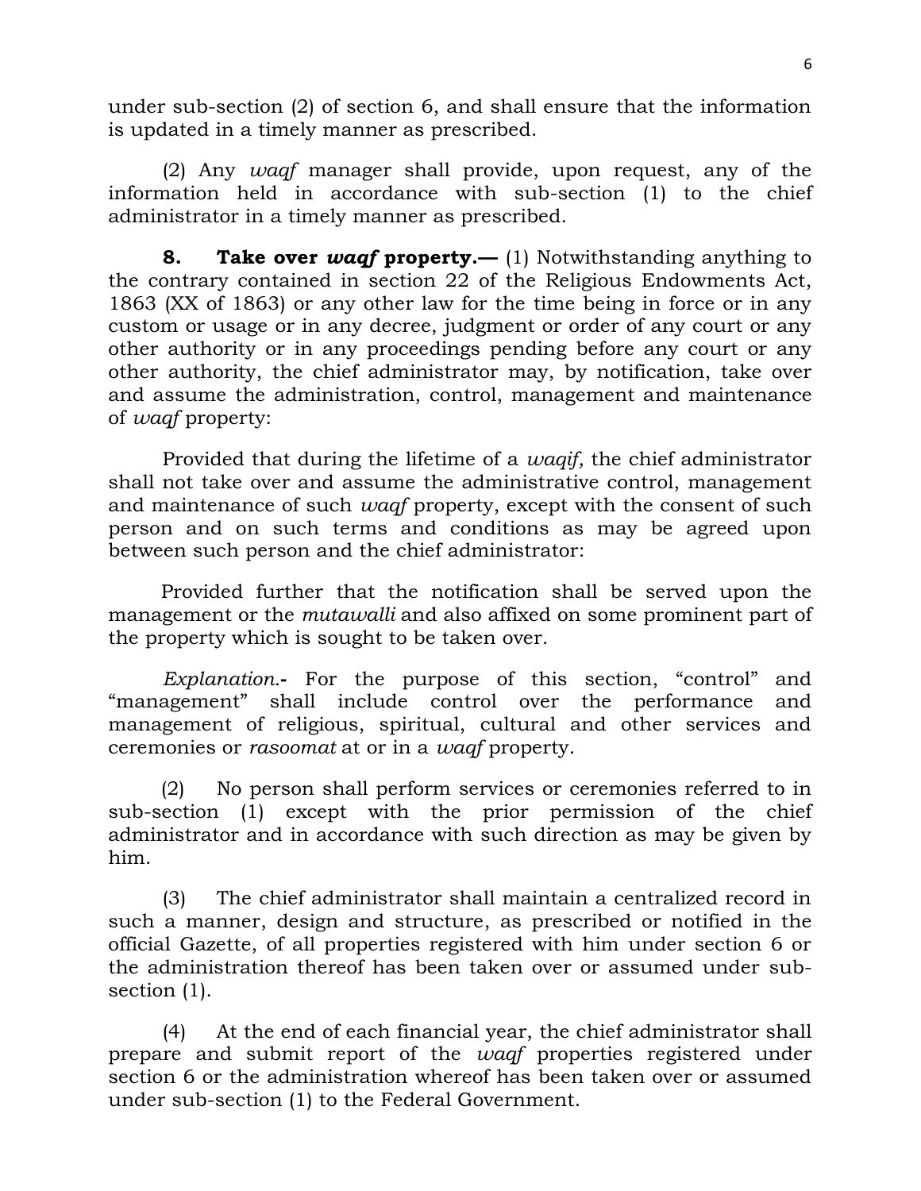under sub-section (2) of section 6, and shall ensure that the information is updated in a timely manner as prescribed.

(2) Any *waqf* manager shall provide, upon request, any of the information held in accordance with sub-section (1) to the chief administrator in a timely manner as prescribed.

**8. Take over *waqf* property.—** (1) Notwithstanding anything to the contrary contained in section 22 of the Religious Endowments Act, 1863 (XX of 1863) or any other law for the time being in force or in any custom or usage or in any decree, judgment or order of any court or any other authority or in any proceedings pending before any court or any other authority, the chief administrator may, by notification, take over and assume the administration, control, management and maintenance of *waqf* property:

Provided that during the lifetime of a *waqif,* the chief administrator shall not take over and assume the administrative control, management and maintenance of such *waqf* property, except with the consent of such person and on such terms and conditions as may be agreed upon between such person and the chief administrator:

Provided further that the notification shall be served upon the management or the *mutawalli* and also affixed on some prominent part of the property which is sought to be taken over.

*Explanation.*- For the purpose of this section, "control" and "management" shall include control over the performance and management of religious, spiritual, cultural and other services and ceremonies or *rasoomat* at or in a *waqf* property.

(2) No person shall perform services or ceremonies referred to in sub-section (1) except with the prior permission of the chief administrator and in accordance with such direction as may be given by him.

(3) The chief administrator shall maintain a centralized record in such a manner, design and structure, as prescribed or notified in the official Gazette, of all properties registered with him under section 6 or the administration thereof has been taken over or assumed under sub-section (1).

(4) At the end of each financial year, the chief administrator shall prepare and submit report of the *waqf* properties registered under section 6 or the administration whereof has been taken over or assumed under sub-section (1) to the Federal Government.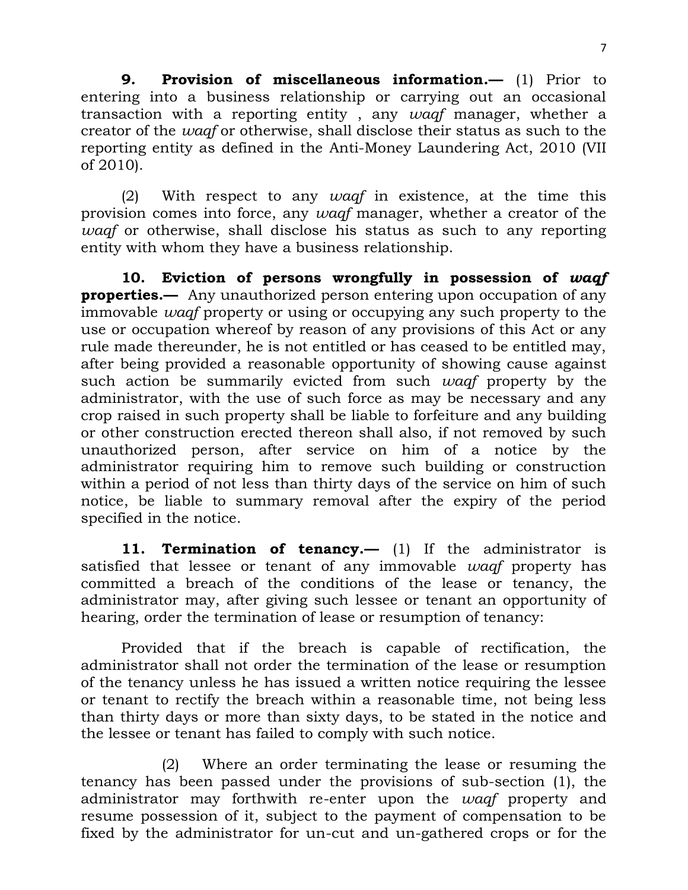**9. Provision of miscellaneous information.—** (1) Prior to entering into a business relationship or carrying out an occasional transaction with a reporting entity , any *waqf* manager, whether a creator of the *waqf* or otherwise, shall disclose their status as such to the reporting entity as defined in the Anti-Money Laundering Act, 2010 (VII of 2010).

(2) With respect to any *waqf* in existence, at the time this provision comes into force, any *waqf* manager, whether a creator of the *waqf* or otherwise, shall disclose his status as such to any reporting entity with whom they have a business relationship.

**10. Eviction of persons wrongfully in possession of *waqf* properties.—** Any unauthorized person entering upon occupation of any immovable *waqf* property or using or occupying any such property to the use or occupation whereof by reason of any provisions of this Act or any rule made thereunder, he is not entitled or has ceased to be entitled may, after being provided a reasonable opportunity of showing cause against such action be summarily evicted from such *waqf* property by the administrator, with the use of such force as may be necessary and any crop raised in such property shall be liable to forfeiture and any building or other construction erected thereon shall also, if not removed by such unauthorized person, after service on him of a notice by the administrator requiring him to remove such building or construction within a period of not less than thirty days of the service on him of such notice, be liable to summary removal after the expiry of the period specified in the notice.

**11. Termination of tenancy.—** (1) If the administrator is satisfied that lessee or tenant of any immovable *waqf* property has committed a breach of the conditions of the lease or tenancy, the administrator may, after giving such lessee or tenant an opportunity of hearing, order the termination of lease or resumption of tenancy:

Provided that if the breach is capable of rectification, the administrator shall not order the termination of the lease or resumption of the tenancy unless he has issued a written notice requiring the lessee or tenant to rectify the breach within a reasonable time, not being less than thirty days or more than sixty days, to be stated in the notice and the lessee or tenant has failed to comply with such notice.

(2) Where an order terminating the lease or resuming the tenancy has been passed under the provisions of sub-section (1), the administrator may forthwith re-enter upon the *waqf* property and resume possession of it, subject to the payment of compensation to be fixed by the administrator for un-cut and un-gathered crops or for the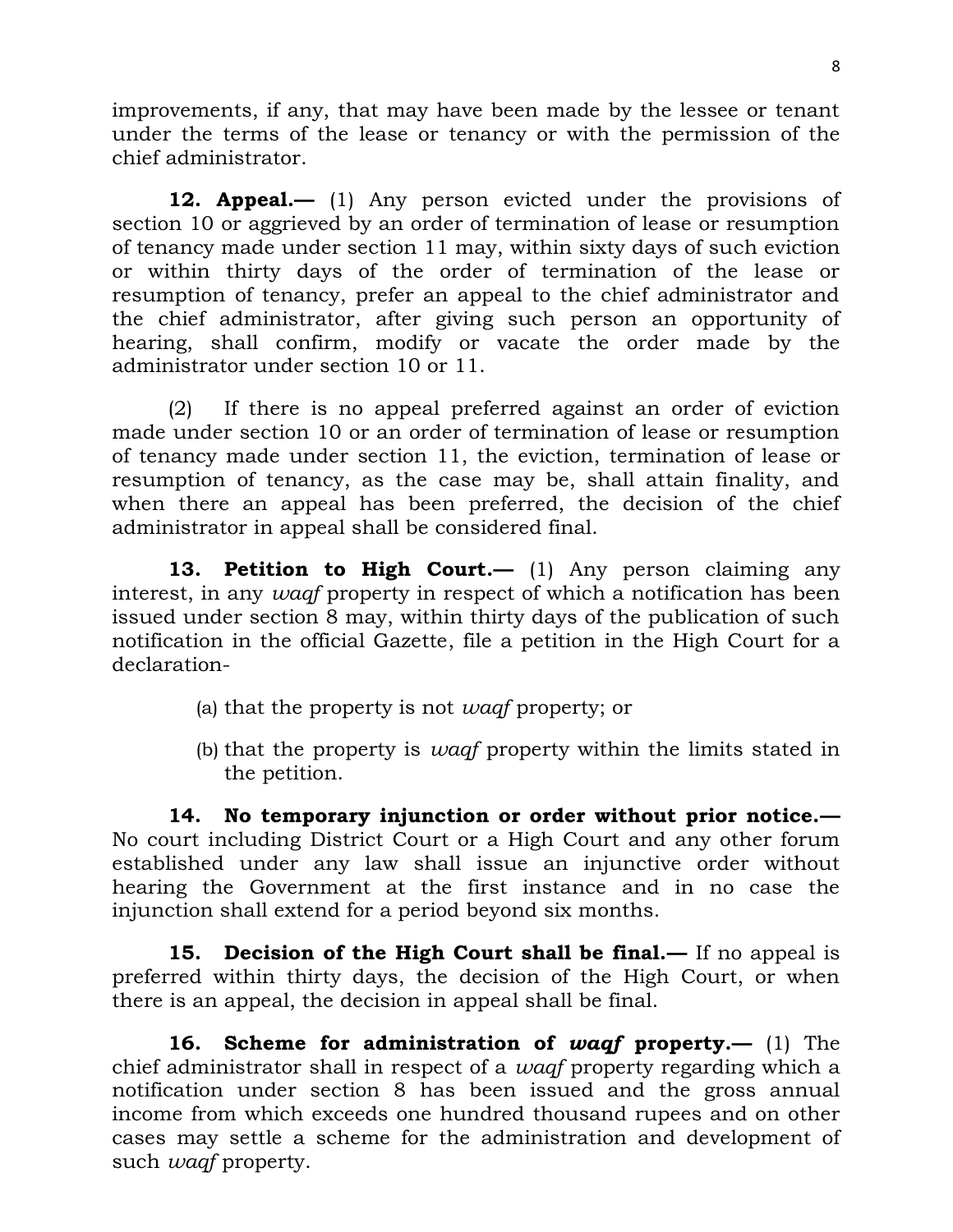improvements, if any, that may have been made by the lessee or tenant under the terms of the lease or tenancy or with the permission of the chief administrator.

**12. Appeal.—** (1) Any person evicted under the provisions of section 10 or aggrieved by an order of termination of lease or resumption of tenancy made under section 11 may, within sixty days of such eviction or within thirty days of the order of termination of the lease or resumption of tenancy, prefer an appeal to the chief administrator and the chief administrator, after giving such person an opportunity of hearing, shall confirm, modify or vacate the order made by the administrator under section 10 or 11.

(2) If there is no appeal preferred against an order of eviction made under section 10 or an order of termination of lease or resumption of tenancy made under section 11, the eviction, termination of lease or resumption of tenancy, as the case may be, shall attain finality, and when there an appeal has been preferred, the decision of the chief administrator in appeal shall be considered final.

**13. Petition to High Court.—** (1) Any person claiming any interest, in any *waqf* property in respect of which a notification has been issued under section 8 may, within thirty days of the publication of such notification in the official Gazette, file a petition in the High Court for a declaration-

(a) that the property is not *waqf* property; or

(b) that the property is *waqf* property within the limits stated in the petition.

**14. No temporary injunction or order without prior notice.—** No court including District Court or a High Court and any other forum established under any law shall issue an injunctive order without hearing the Government at the first instance and in no case the injunction shall extend for a period beyond six months.

**15. Decision of the High Court shall be final.—** If no appeal is preferred within thirty days, the decision of the High Court, or when there is an appeal, the decision in appeal shall be final.

**16. Scheme for administration of *waqf* property.—** (1) The chief administrator shall in respect of a *waqf* property regarding which a notification under section 8 has been issued and the gross annual income from which exceeds one hundred thousand rupees and on other cases may settle a scheme for the administration and development of such *waqf* property.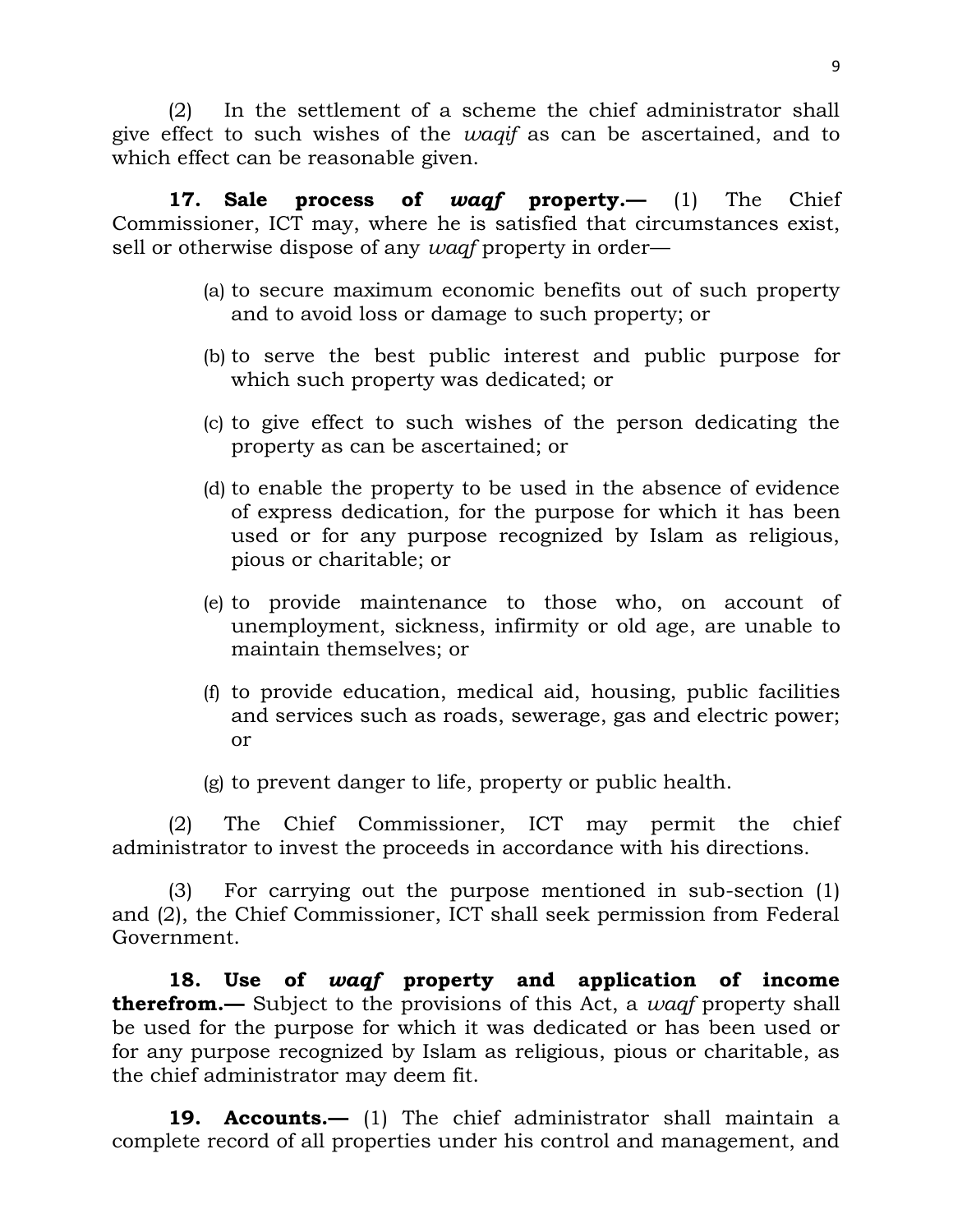(2) In the settlement of a scheme the chief administrator shall give effect to such wishes of the *waqif* as can be ascertained, and to which effect can be reasonable given.

**17. Sale process of *waqf* property.—** (1) The Chief Commissioner, ICT may, where he is satisfied that circumstances exist, sell or otherwise dispose of any *waqf* property in order—

(a) to secure maximum economic benefits out of such property and to avoid loss or damage to such property; or

(b) to serve the best public interest and public purpose for which such property was dedicated; or

(c) to give effect to such wishes of the person dedicating the property as can be ascertained; or

(d) to enable the property to be used in the absence of evidence of express dedication, for the purpose for which it has been used or for any purpose recognized by Islam as religious, pious or charitable; or

(e) to provide maintenance to those who, on account of unemployment, sickness, infirmity or old age, are unable to maintain themselves; or

(f) to provide education, medical aid, housing, public facilities and services such as roads, sewerage, gas and electric power; or

(g) to prevent danger to life, property or public health.

(2) The Chief Commissioner, ICT may permit the chief administrator to invest the proceeds in accordance with his directions.

(3) For carrying out the purpose mentioned in sub-section (1) and (2), the Chief Commissioner, ICT shall seek permission from Federal Government.

**18. Use of *waqf* property and application of income therefrom.—** Subject to the provisions of this Act, a *waqf* property shall be used for the purpose for which it was dedicated or has been used or for any purpose recognized by Islam as religious, pious or charitable, as the chief administrator may deem fit.

**19. Accounts.—** (1) The chief administrator shall maintain a complete record of all properties under his control and management, and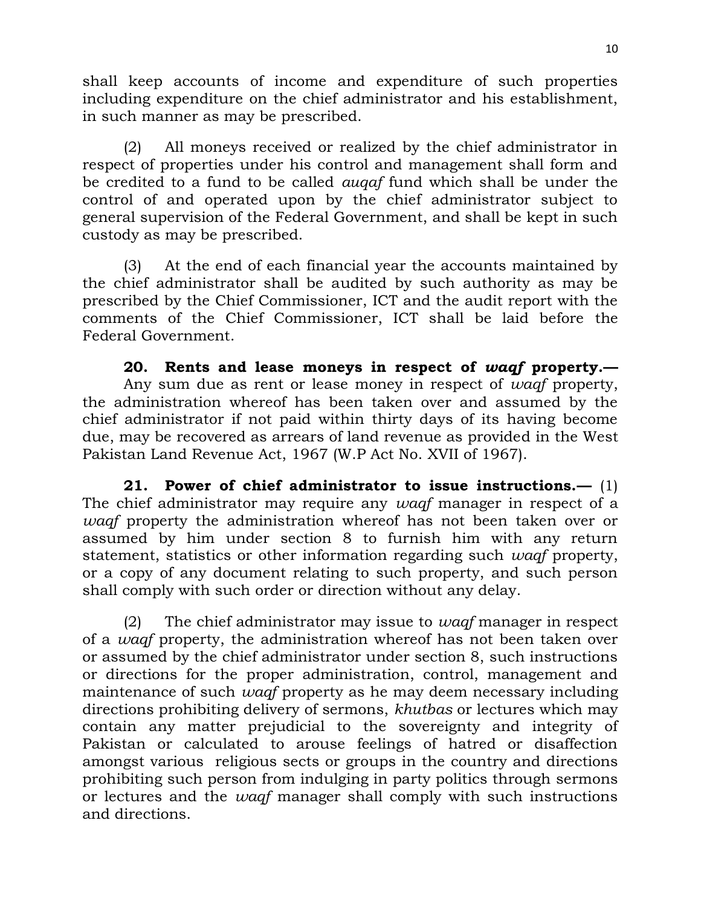shall keep accounts of income and expenditure of such properties including expenditure on the chief administrator and his establishment, in such manner as may be prescribed.

(2) All moneys received or realized by the chief administrator in respect of properties under his control and management shall form and be credited to a fund to be called *auqaf* fund which shall be under the control of and operated upon by the chief administrator subject to general supervision of the Federal Government, and shall be kept in such custody as may be prescribed.

(3) At the end of each financial year the accounts maintained by the chief administrator shall be audited by such authority as may be prescribed by the Chief Commissioner, ICT and the audit report with the comments of the Chief Commissioner, ICT shall be laid before the Federal Government.

**20. Rents and lease moneys in respect of *waqf* property.—** Any sum due as rent or lease money in respect of *waqf* property, the administration whereof has been taken over and assumed by the chief administrator if not paid within thirty days of its having become due, may be recovered as arrears of land revenue as provided in the West Pakistan Land Revenue Act, 1967 (W.P Act No. XVII of 1967).

**21. Power of chief administrator to issue instructions.—** (1) The chief administrator may require any *waqf* manager in respect of a *waqf* property the administration whereof has not been taken over or assumed by him under section 8 to furnish him with any return statement, statistics or other information regarding such *waqf* property, or a copy of any document relating to such property, and such person shall comply with such order or direction without any delay.

(2) The chief administrator may issue to *waqf* manager in respect of a *waqf* property, the administration whereof has not been taken over or assumed by the chief administrator under section 8, such instructions or directions for the proper administration, control, management and maintenance of such *waqf* property as he may deem necessary including directions prohibiting delivery of sermons, *khutbas* or lectures which may contain any matter prejudicial to the sovereignty and integrity of Pakistan or calculated to arouse feelings of hatred or disaffection amongst various religious sects or groups in the country and directions prohibiting such person from indulging in party politics through sermons or lectures and the *waqf* manager shall comply with such instructions and directions.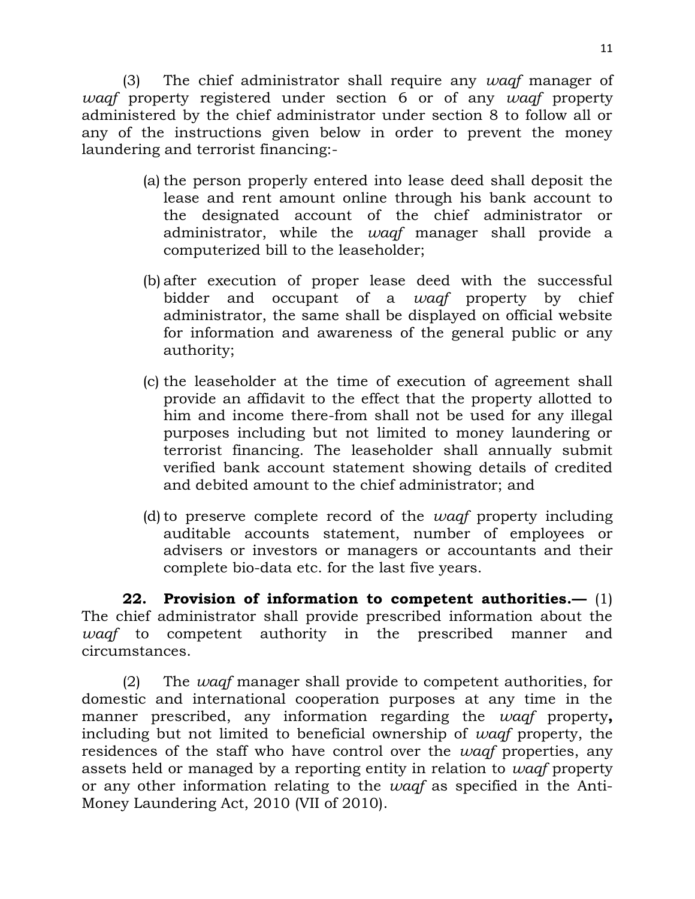(3) The chief administrator shall require any *waqf* manager of *waqf* property registered under section 6 or of any *waqf* property administered by the chief administrator under section 8 to follow all or any of the instructions given below in order to prevent the money laundering and terrorist financing:-

(a) the person properly entered into lease deed shall deposit the lease and rent amount online through his bank account to the designated account of the chief administrator or administrator, while the *waqf* manager shall provide a computerized bill to the leaseholder;

(b) after execution of proper lease deed with the successful bidder and occupant of a *waqf* property by chief administrator, the same shall be displayed on official website for information and awareness of the general public or any authority;

(c) the leaseholder at the time of execution of agreement shall provide an affidavit to the effect that the property allotted to him and income there-from shall not be used for any illegal purposes including but not limited to money laundering or terrorist financing. The leaseholder shall annually submit verified bank account statement showing details of credited and debited amount to the chief administrator; and

(d) to preserve complete record of the *waqf* property including auditable accounts statement, number of employees or advisers or investors or managers or accountants and their complete bio-data etc. for the last five years.

**22. Provision of information to competent authorities.—** (1) The chief administrator shall provide prescribed information about the *waqf* to competent authority in the prescribed manner and circumstances.

(2) The *waqf* manager shall provide to competent authorities, for domestic and international cooperation purposes at any time in the manner prescribed, any information regarding the *waqf* property**,** including but not limited to beneficial ownership of *waqf* property, the residences of the staff who have control over the *waqf* properties, any assets held or managed by a reporting entity in relation to *waqf* property or any other information relating to the *waqf* as specified in the Anti-Money Laundering Act, 2010 (VII of 2010).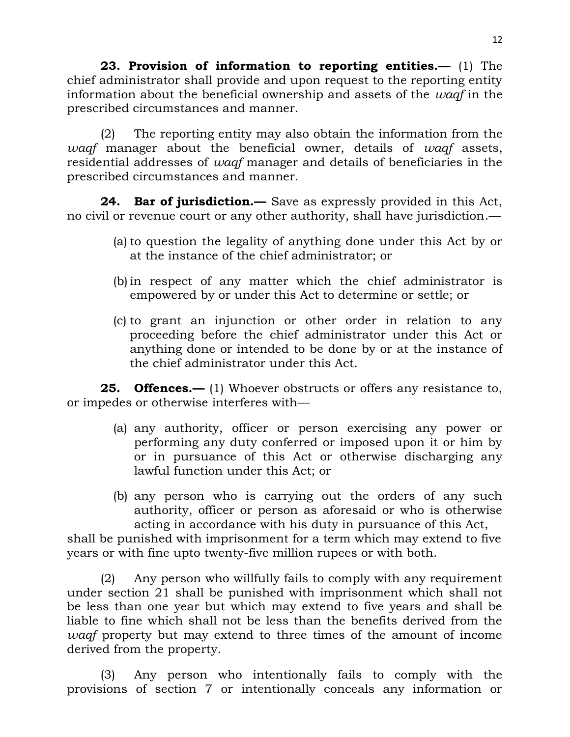**23. Provision of information to reporting entities.—** (1) The chief administrator shall provide and upon request to the reporting entity information about the beneficial ownership and assets of the *waqf* in the prescribed circumstances and manner.

(2) The reporting entity may also obtain the information from the *waqf* manager about the beneficial owner, details of *waqf* assets, residential addresses of *waqf* manager and details of beneficiaries in the prescribed circumstances and manner.

**24. Bar of jurisdiction.—** Save as expressly provided in this Act, no civil or revenue court or any other authority, shall have jurisdiction.—

(a) to question the legality of anything done under this Act by or at the instance of the chief administrator; or

(b) in respect of any matter which the chief administrator is empowered by or under this Act to determine or settle; or

(c) to grant an injunction or other order in relation to any proceeding before the chief administrator under this Act or anything done or intended to be done by or at the instance of the chief administrator under this Act.

**25. Offences.—** (1) Whoever obstructs or offers any resistance to, or impedes or otherwise interferes with—

(a) any authority, officer or person exercising any power or performing any duty conferred or imposed upon it or him by or in pursuance of this Act or otherwise discharging any lawful function under this Act; or

(b) any person who is carrying out the orders of any such authority, officer or person as aforesaid or who is otherwise acting in accordance with his duty in pursuance of this Act,

shall be punished with imprisonment for a term which may extend to five years or with fine upto twenty-five million rupees or with both.

(2) Any person who willfully fails to comply with any requirement under section 21 shall be punished with imprisonment which shall not be less than one year but which may extend to five years and shall be liable to fine which shall not be less than the benefits derived from the *waqf* property but may extend to three times of the amount of income derived from the property.

(3) Any person who intentionally fails to comply with the provisions of section 7 or intentionally conceals any information or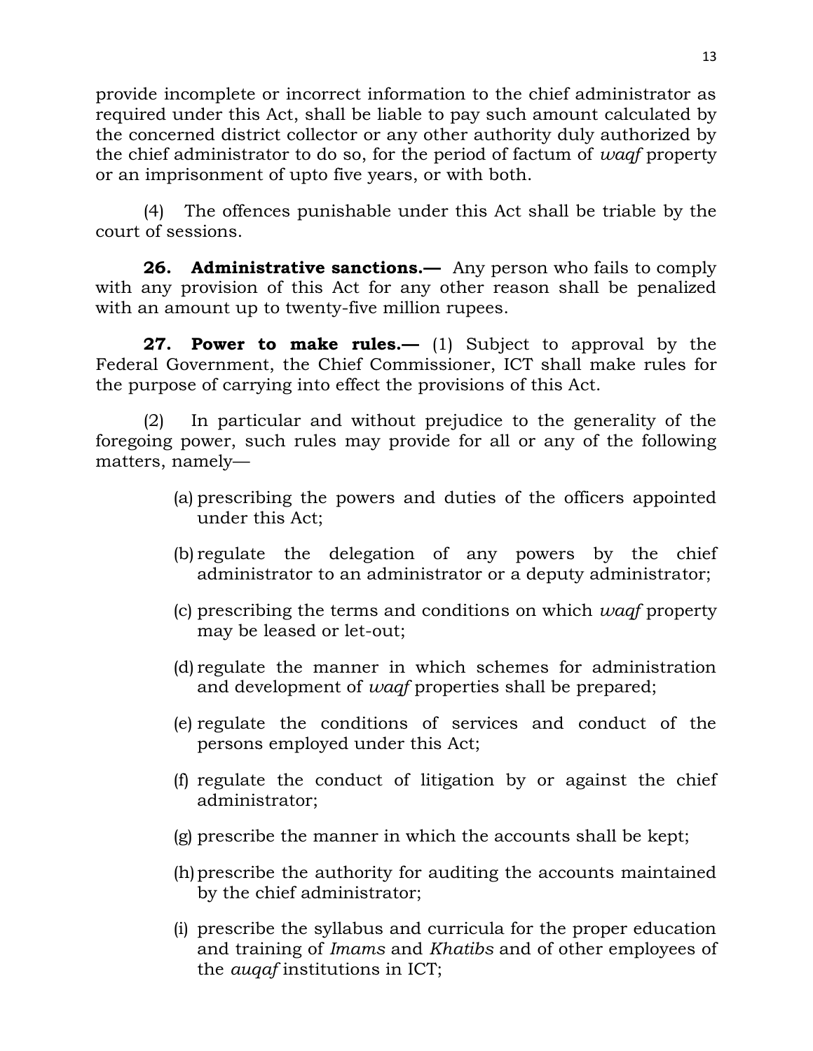provide incomplete or incorrect information to the chief administrator as required under this Act, shall be liable to pay such amount calculated by the concerned district collector or any other authority duly authorized by the chief administrator to do so, for the period of factum of *waqf* property or an imprisonment of upto five years, or with both.

(4) The offences punishable under this Act shall be triable by the court of sessions.

**26. Administrative sanctions.—** Any person who fails to comply with any provision of this Act for any other reason shall be penalized with an amount up to twenty-five million rupees.

**27. Power to make rules.—** (1) Subject to approval by the Federal Government, the Chief Commissioner, ICT shall make rules for the purpose of carrying into effect the provisions of this Act.

(2) In particular and without prejudice to the generality of the foregoing power, such rules may provide for all or any of the following matters, namely—

(a) prescribing the powers and duties of the officers appointed under this Act;

(b) regulate the delegation of any powers by the chief administrator to an administrator or a deputy administrator;

(c) prescribing the terms and conditions on which *waqf* property may be leased or let-out;

(d) regulate the manner in which schemes for administration and development of *waqf* properties shall be prepared;

(e) regulate the conditions of services and conduct of the persons employed under this Act;

(f) regulate the conduct of litigation by or against the chief administrator;

(g) prescribe the manner in which the accounts shall be kept;

(h) prescribe the authority for auditing the accounts maintained by the chief administrator;

(i) prescribe the syllabus and curricula for the proper education and training of *Imams* and *Khatibs* and of other employees of the *auqaf* institutions in ICT;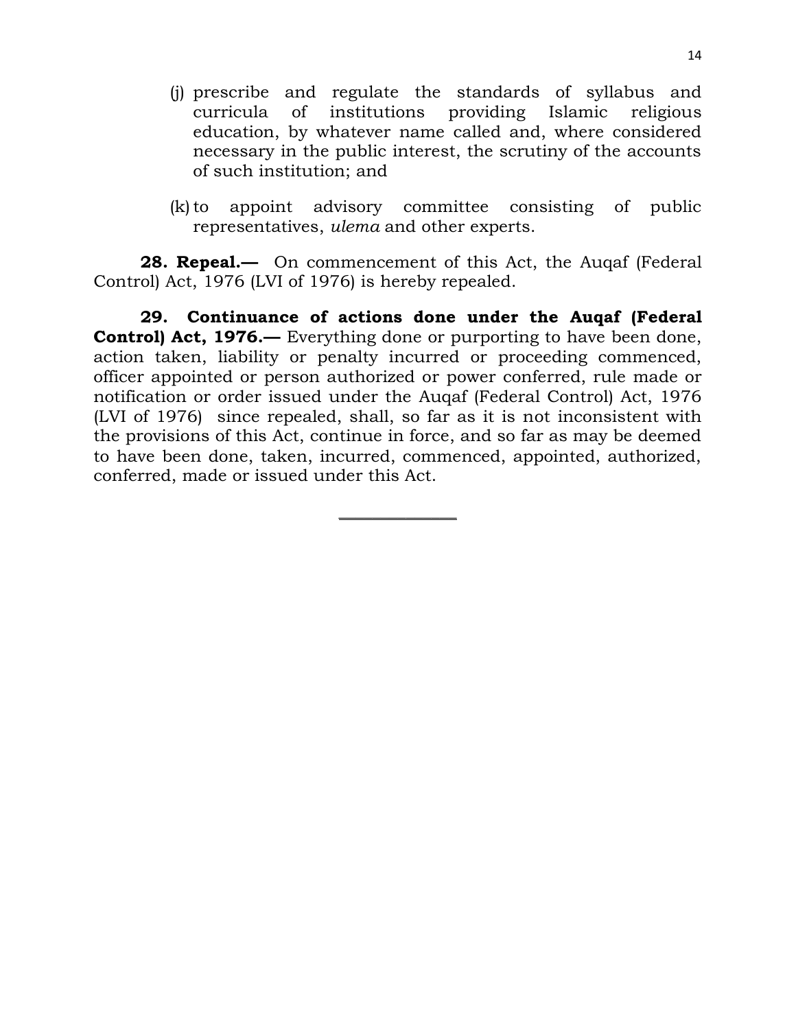(j) prescribe and regulate the standards of syllabus and curricula of institutions providing Islamic religious education, by whatever name called and, where considered necessary in the public interest, the scrutiny of the accounts of such institution; and

(k) to appoint advisory committee consisting of public representatives, *ulema* and other experts.

**28. Repeal.—** On commencement of this Act, the Auqaf (Federal Control) Act, 1976 (LVI of 1976) is hereby repealed.

**29. Continuance of actions done under the Auqaf (Federal Control) Act, 1976.—** Everything done or purporting to have been done, action taken, liability or penalty incurred or proceeding commenced, officer appointed or person authorized or power conferred, rule made or notification or order issued under the Auqaf (Federal Control) Act, 1976 (LVI of 1976) since repealed, shall, so far as it is not inconsistent with the provisions of this Act, continue in force, and so far as may be deemed to have been done, taken, incurred, commenced, appointed, authorized, conferred, made or issued under this Act.

---